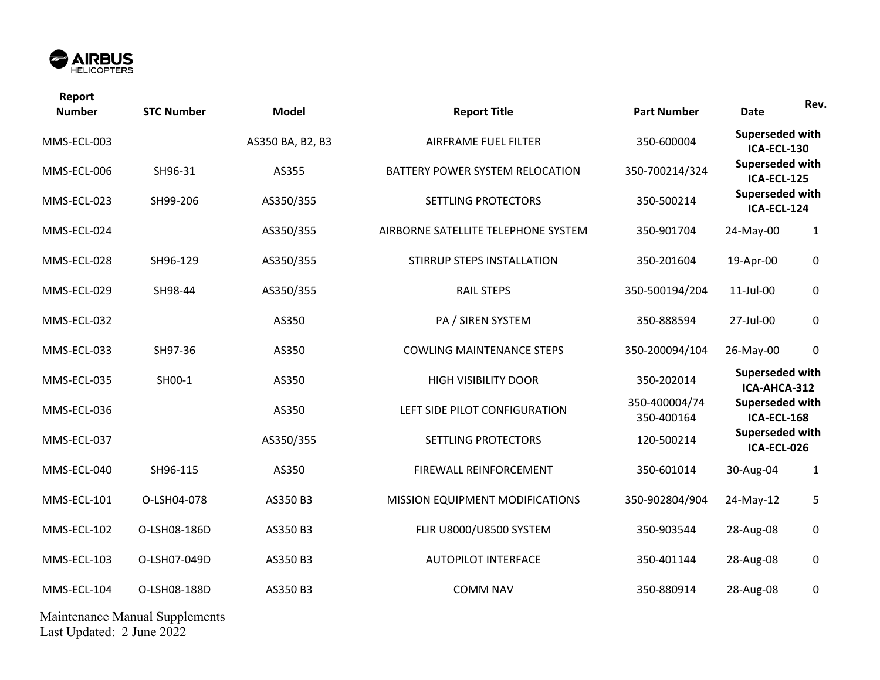| Report Number | STC Number | Model | Report Title | Part Number | Date | Rev. |
|---|---|---|---|---|---|---|
| MMS-ECL-003 | | AS350 BA, B2, B3 | AIRFRAME FUEL FILTER | 350-600004 | **Superseded with ICA-ECL-130** | |
| MMS-ECL-006 | SH96-31 | AS355 | BATTERY POWER SYSTEM RELOCATION | 350-700214/324 | **Superseded with ICA-ECL-125** | |
| MMS-ECL-023 | SH99-206 | AS350/355 | SETTLING PROTECTORS | 350-500214 | **Superseded with ICA-ECL-124** | |
| MMS-ECL-024 | | AS350/355 | AIRBORNE SATELLITE TELEPHONE SYSTEM | 350-901704 | 24-May-00 | 1 |
| MMS-ECL-028 | SH96-129 | AS350/355 | STIRRUP STEPS INSTALLATION | 350-201604 | 19-Apr-00 | 0 |
| MMS-ECL-029 | SH98-44 | AS350/355 | RAIL STEPS | 350-500194/204 | 11-Jul-00 | 0 |
| MMS-ECL-032 | | AS350 | PA / SIREN SYSTEM | 350-888594 | 27-Jul-00 | 0 |
| MMS-ECL-033 | SH97-36 | AS350 | COWLING MAINTENANCE STEPS | 350-200094/104 | 26-May-00 | 0 |
| MMS-ECL-035 | SH00-1 | AS350 | HIGH VISIBILITY DOOR | 350-202014 | **Superseded with ICA-AHCA-312** | |
| MMS-ECL-036 | | AS350 | LEFT SIDE PILOT CONFIGURATION | 350-400004/74 350-400164 | **Superseded with ICA-ECL-168** | |
| MMS-ECL-037 | | AS350/355 | SETTLING PROTECTORS | 120-500214 | **Superseded with ICA-ECL-026** | |
| MMS-ECL-040 | SH96-115 | AS350 | FIREWALL REINFORCEMENT | 350-601014 | 30-Aug-04 | 1 |
| MMS-ECL-101 | O-LSH04-078 | AS350 B3 | MISSION EQUIPMENT MODIFICATIONS | 350-902804/904 | 24-May-12 | 5 |
| MMS-ECL-102 | O-LSH08-186D | AS350 B3 | FLIR U8000/U8500 SYSTEM | 350-903544 | 28-Aug-08 | 0 |
| MMS-ECL-103 | O-LSH07-049D | AS350 B3 | AUTOPILOT INTERFACE | 350-401144 | 28-Aug-08 | 0 |
| MMS-ECL-104 | O-LSH08-188D | AS350 B3 | COMM NAV | 350-880914 | 28-Aug-08 | 0 |

Maintenance Manual Supplements
Last Updated: 2 June 2022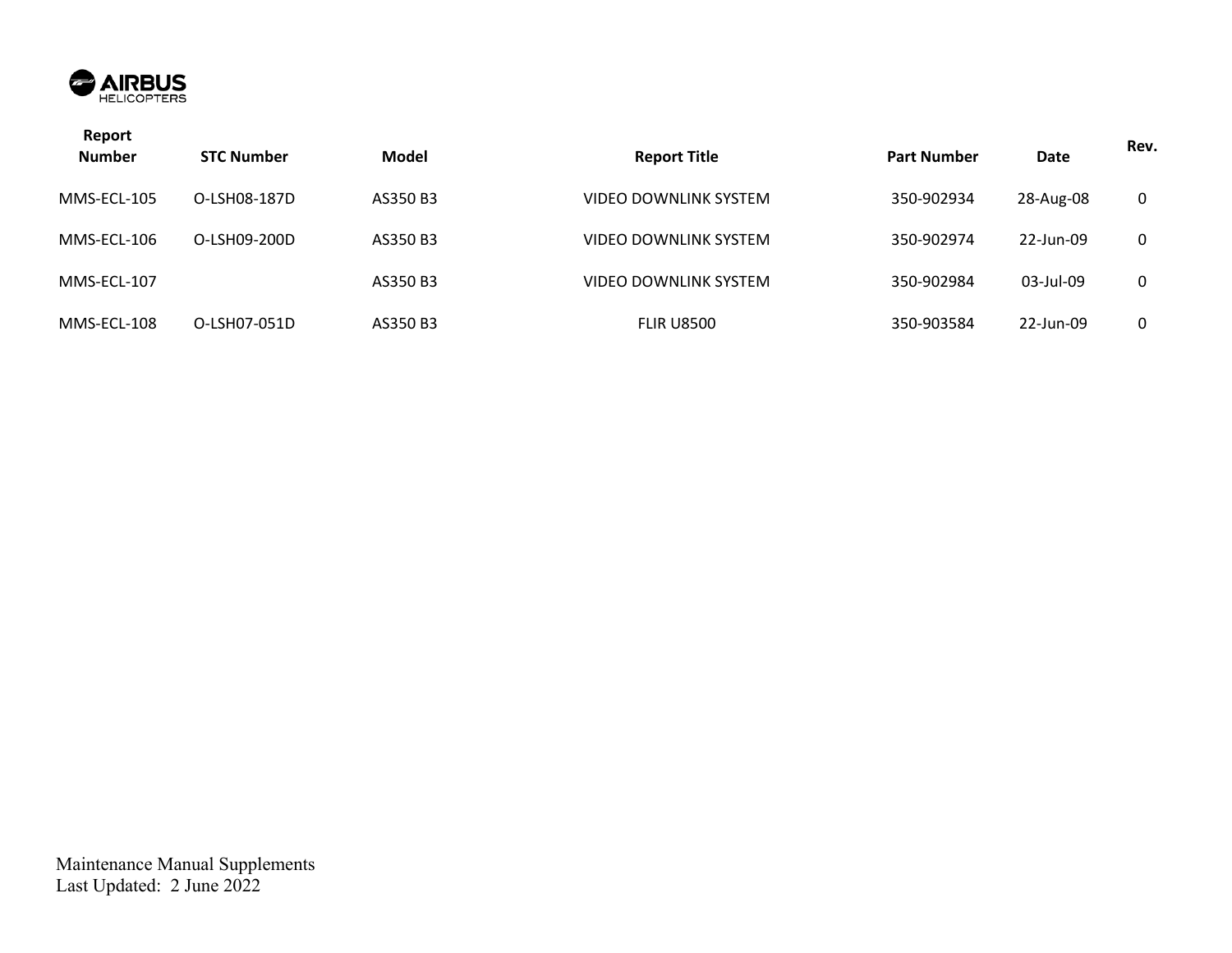| Report Number | STC Number | Model | Report Title | Part Number | Date | Rev. |
|---|---|---|---|---|---|---|
| MMS-ECL-105 | O-LSH08-187D | AS350 B3 | VIDEO DOWNLINK SYSTEM | 350-902934 | 28-Aug-08 | 0 |
| MMS-ECL-106 | O-LSH09-200D | AS350 B3 | VIDEO DOWNLINK SYSTEM | 350-902974 | 22-Jun-09 | 0 |
| MMS-ECL-107 | | AS350 B3 | VIDEO DOWNLINK SYSTEM | 350-902984 | 03-Jul-09 | 0 |
| MMS-ECL-108 | O-LSH07-051D | AS350 B3 | FLIR U8500 | 350-903584 | 22-Jun-09 | 0 |